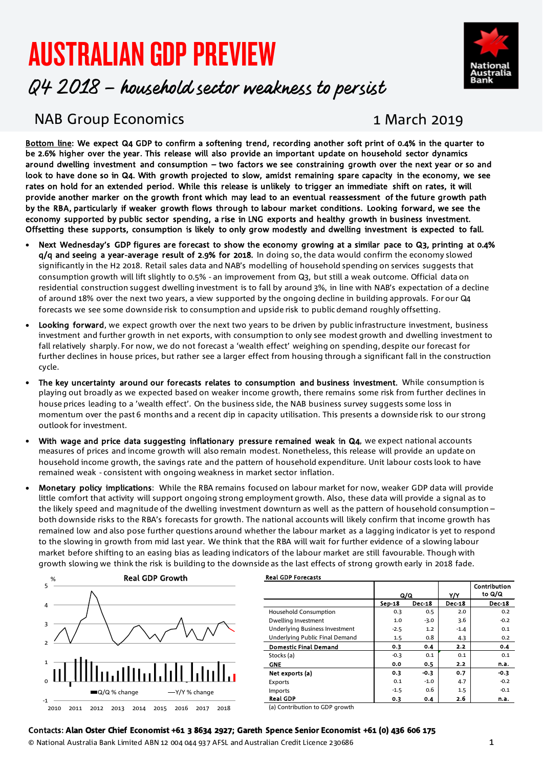# AUSTRALIAN GDP PREVIEW

## Q4 2018 – household sector weakness to persist

NAB Group Economics

1 March 2019

**Bottom line: We expect Q4 GDP to confirm a softening trend, recording another soft print of 0.4% in the quarter to be 2.6% higher over the year. This release will also provide an important update on household sector dynamics around dwelling investment and consumption – two factors we see constraining growth over the next year or so and look to have done so in Q4. With growth projected to slow, amidst remaining spare capacity in the economy, we see rates on hold for an extended period. While this release is unlikely to trigger an immediate shift on rates, it will provide another marker on the growth front which may lead to an eventual reassessment of the future growth path by the RBA, particularly if weaker growth flows through to labour market conditions. Looking forward, we see the economy supported by public sector spending, a rise in LNG exports and healthy growth in business investment. Offsetting these supports, consumption is likely to only grow modestly and dwelling investment is expected to fall.**

- **Next Wednesday's GDP figures are forecast to show the economy growing at a similar pace to Q3, printing at 0.4% q/q and seeing a year-average result of 2.9% for 2018.** In doing so, the data would confirm the economy slowed significantly in the H2 2018. Retail sales data and NAB's modelling of household spending on services suggests that consumption growth will lift slightly to 0.5% - an improvement from Q3, but still a weak outcome. Official data on residential construction suggest dwelling investment is to fall by around 3%, in line with NAB's expectation of a decline of around 18% over the next two years, a view supported by the ongoing decline in building approvals. For our Q4 forecasts we see some downside risk to consumption and upside risk to public demand roughly offsetting.
- **Looking forward**, we expect growth over the next two years to be driven by public infrastructure investment, business investment and further growth in net exports, with consumption to only see modest growth and dwelling investment to fall relatively sharply. For now, we do not forecast a 'wealth effect' weighing on spending, despite our forecast for further declines in house prices, but rather see a larger effect from housing through a significant fall in the construction cycle.
- **The key uncertainty around our forecasts relates to consumption and business investment.** While consumption is playing out broadly as we expected based on weaker income growth, there remains some risk from further declines in house prices leading to a 'wealth effect'. On the business side, the NAB business survey suggests some loss in momentum over the past 6 months and a recent dip in capacity utilisation. This presents a downside risk to our strong outlook for investment.
- **With wage and price data suggesting inflationary pressure remained weak in Q4**, we expect national accounts measures of prices and income growth will also remain modest. Nonetheless, this release will provide an update on household income growth, the savings rate and the pattern of household expenditure. Unit labour costs look to have remained weak - consistent with ongoing weakness in market sector inflation.
- **Monetary policy implications**: While the RBA remains focused on labour market for now, weaker GDP data will provide little comfort that activity will support ongoing strong employment growth. Also, these data will provide a signal as to the likely speed and magnitude of the dwelling investment downturn as well as the pattern of household consumption – both downside risks to the RBA's forecasts for growth. The national accounts will likely confirm that income growth has remained low and also pose further questions around whether the labour market as a lagging indicator is yet to respond to the slowing in growth from mid last year. We think that the RBA will wait for further evidence of a slowing labour market before shifting to an easing bias as leading indicators of the labour market are still favourable. Though with growth slowing we think the risk is building to the downside as the last effects of strong growth early in 2018 fade.

**Real GDP Growth**

**Real GDP Forecasts**

| | Q/Q | | Y/Y | Contribution to Q/Q |
|---|---|---|---|---|
| | Sep-18 | Dec-18 | Dec-18 | Dec-18 |
| Household Consumption | 0.3 | 0.5 | 2.0 | 0.2 |
| Dwelling Investment | 1.0 | -3.0 | 3.6 | -0.2 |
| Underlying Business Investment | -2.5 | 1.2 | -1.4 | 0.1 |
| Underlying Public Final Demand | 1.5 | 0.8 | 4.3 | 0.2 |
| **Domestic Final Demand** | **0.3** | **0.4** | **2.2** | **0.4** |
| Stocks (a) | -0.3 | 0.1 | 0.1 | 0.1 |
| **GNE** | **0.0** | **0.5** | **2.2** | **n.a.** |
| **Net exports (a)** | **0.3** | **-0.3** | **0.7** | **-0.3** |
| Exports | 0.1 | -1.0 | 4.7 | -0.2 |
| Imports | -1.5 | 0.6 | 1.5 | -0.1 |
| **Real GDP** | **0.3** | **0.4** | **2.6** | **n.a.** |

(a) Contribution to GDP growth

**Contacts: Alan Oster Chief Economist +61 3 8634 2927; Gareth Spence Senior Economist +61 (0) 436 606 175**

© National Australia Bank Limited ABN 12 004 044 937 AFSL and Australian Credit Licence 230686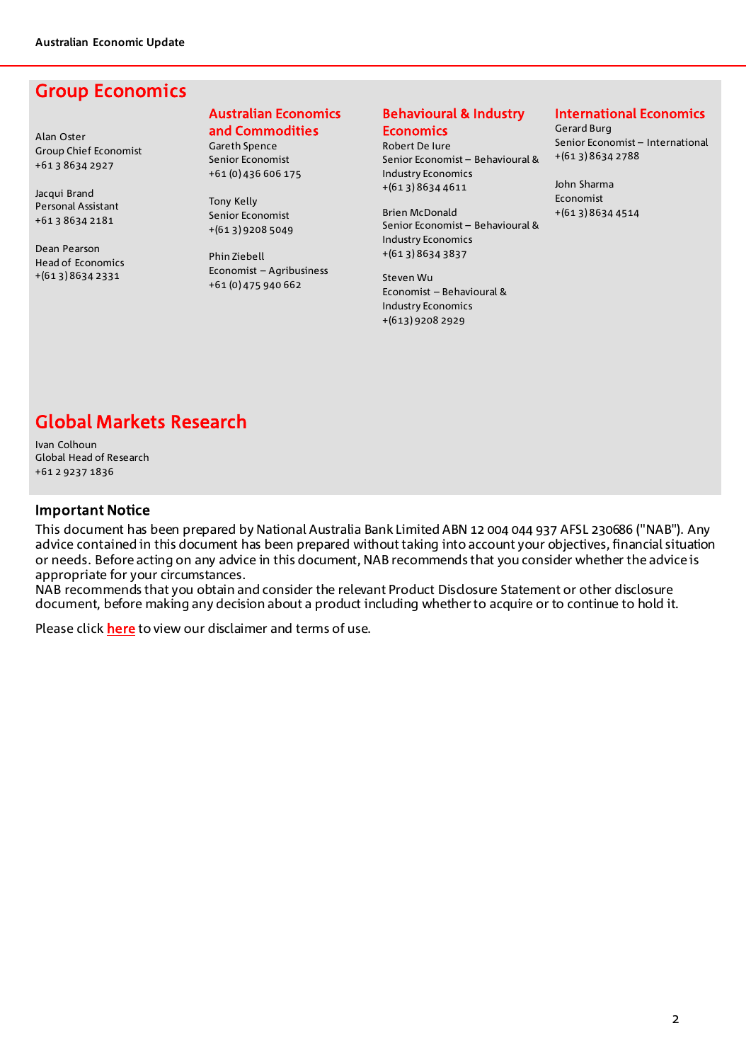# Group Economics

Alan Oster
Group Chief Economist
+61 3 8634 2927

Jacqui Brand
Personal Assistant
+61 3 8634 2181

Dean Pearson
Head of Economics
+(61 3) 8634 2331

## Australian Economics and Commodities

Gareth Spence
Senior Economist
+61 (0) 436 606 175

Tony Kelly
Senior Economist
+(61 3) 9208 5049

Phin Ziebell
Economist – Agribusiness
+61 (0) 475 940 662

## Behavioural & Industry Economics

Robert De Iure
Senior Economist – Behavioural & Industry Economics
+(61 3) 8634 4611

Brien McDonald
Senior Economist – Behavioural & Industry Economics
+(61 3) 8634 3837

Steven Wu
Economist – Behavioural & Industry Economics
+(613) 9208 2929

## International Economics

Gerard Burg
Senior Economist – International
+(61 3) 8634 2788

John Sharma
Economist
+(61 3) 8634 4514

# Global Markets Research

Ivan Colhoun
Global Head of Research
+61 2 9237 1836

### Important Notice

This document has been prepared by National Australia Bank Limited ABN 12 004 044 937 AFSL 230686 ("NAB"). Any advice contained in this document has been prepared without taking into account your objectives, financial situation or needs. Before acting on any advice in this document, NAB recommends that you consider whether the advice is appropriate for your circumstances.
NAB recommends that you obtain and consider the relevant Product Disclosure Statement or other disclosure document, before making any decision about a product including whether to acquire or to continue to hold it.

Please click **here** to view our disclaimer and terms of use.